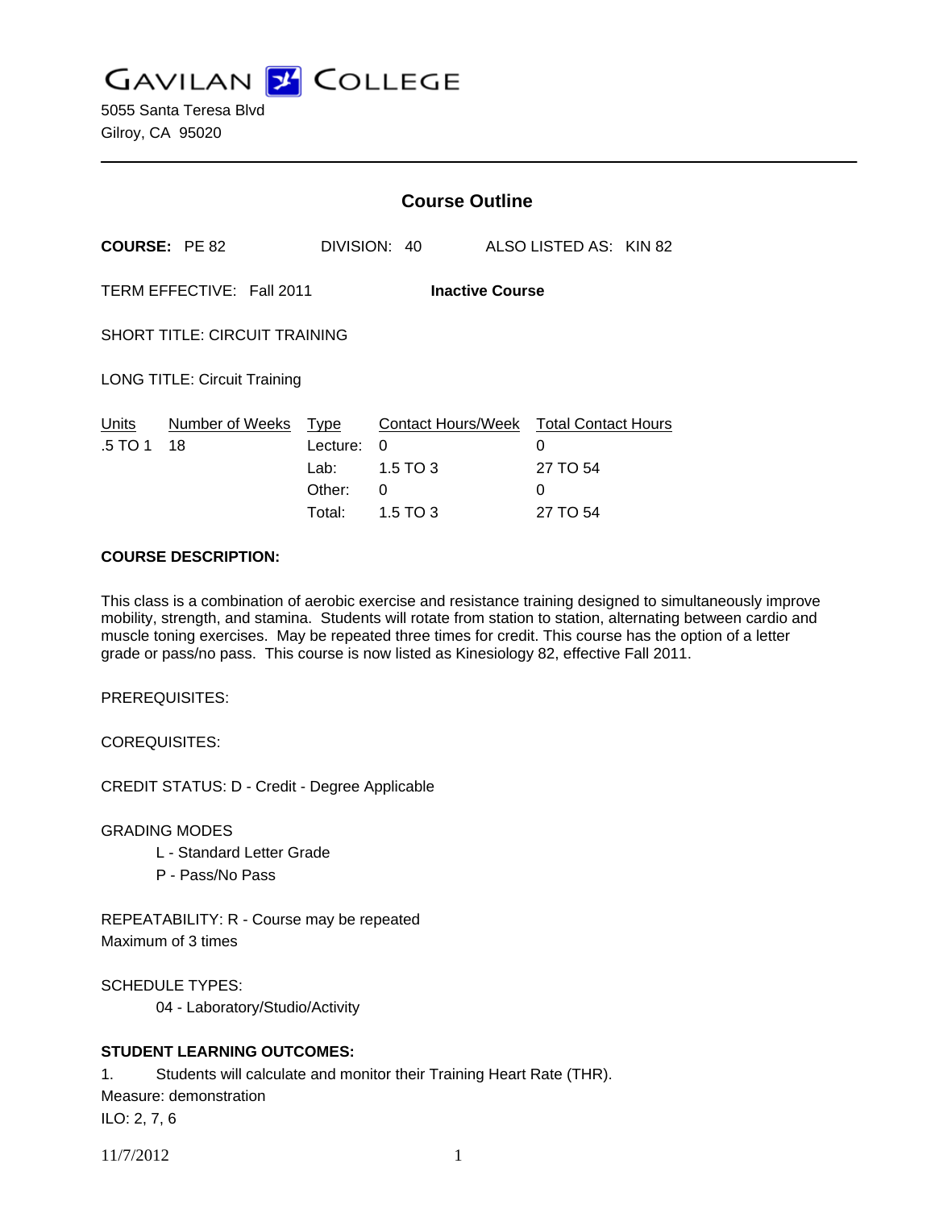# GAVILAN COLLEGE

5055 Santa Teresa Blvd
Gilroy, CA 95020

## Course Outline

**COURSE:** PE 82 DIVISION: 40 ALSO LISTED AS: KIN 82

TERM EFFECTIVE: Fall 2011 **Inactive Course**

SHORT TITLE: CIRCUIT TRAINING

LONG TITLE: Circuit Training

| Units | Number of Weeks | Type | Contact Hours/Week | Total Contact Hours |
|---|---|---|---|---|
| .5 TO 1 | 18 | Lecture: | 0 | 0 |
| | | Lab: | 1.5 TO 3 | 27 TO 54 |
| | | Other: | 0 | 0 |
| | | Total: | 1.5 TO 3 | 27 TO 54 |

**COURSE DESCRIPTION:**

This class is a combination of aerobic exercise and resistance training designed to simultaneously improve mobility, strength, and stamina. Students will rotate from station to station, alternating between cardio and muscle toning exercises. May be repeated three times for credit. This course has the option of a letter grade or pass/no pass. This course is now listed as Kinesiology 82, effective Fall 2011.

PREREQUISITES:

COREQUISITES:

CREDIT STATUS: D - Credit - Degree Applicable

GRADING MODES

L - Standard Letter Grade
P - Pass/No Pass

REPEATABILITY: R - Course may be repeated
Maximum of 3 times

SCHEDULE TYPES:

04 - Laboratory/Studio/Activity

**STUDENT LEARNING OUTCOMES:**

1. Students will calculate and monitor their Training Heart Rate (THR).
Measure: demonstration
ILO: 2, 7, 6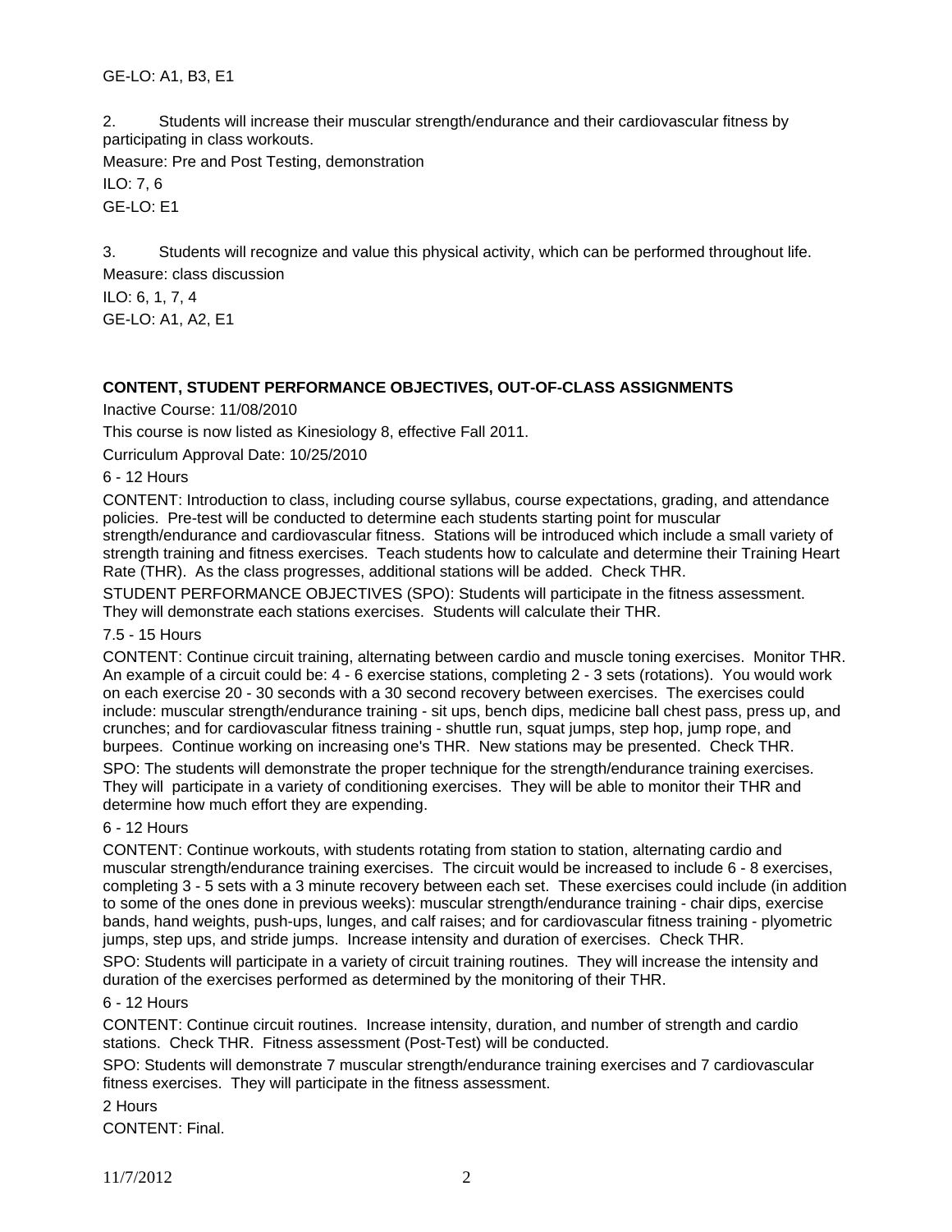GE-LO: A1, B3, E1

2. Students will increase their muscular strength/endurance and their cardiovascular fitness by participating in class workouts.

Measure: Pre and Post Testing, demonstration

ILO: 7, 6

GE-LO: E1

3. Students will recognize and value this physical activity, which can be performed throughout life.

Measure: class discussion

ILO: 6, 1, 7, 4

GE-LO: A1, A2, E1

**CONTENT, STUDENT PERFORMANCE OBJECTIVES, OUT-OF-CLASS ASSIGNMENTS**

Inactive Course: 11/08/2010

This course is now listed as Kinesiology 8, effective Fall 2011.

Curriculum Approval Date: 10/25/2010

6 - 12 Hours

CONTENT: Introduction to class, including course syllabus, course expectations, grading, and attendance policies. Pre-test will be conducted to determine each students starting point for muscular strength/endurance and cardiovascular fitness. Stations will be introduced which include a small variety of strength training and fitness exercises. Teach students how to calculate and determine their Training Heart Rate (THR). As the class progresses, additional stations will be added. Check THR.

STUDENT PERFORMANCE OBJECTIVES (SPO): Students will participate in the fitness assessment. They will demonstrate each stations exercises. Students will calculate their THR.

7.5 - 15 Hours

CONTENT: Continue circuit training, alternating between cardio and muscle toning exercises. Monitor THR. An example of a circuit could be: 4 - 6 exercise stations, completing 2 - 3 sets (rotations). You would work on each exercise 20 - 30 seconds with a 30 second recovery between exercises. The exercises could include: muscular strength/endurance training - sit ups, bench dips, medicine ball chest pass, press up, and crunches; and for cardiovascular fitness training - shuttle run, squat jumps, step hop, jump rope, and burpees. Continue working on increasing one's THR. New stations may be presented. Check THR.

SPO: The students will demonstrate the proper technique for the strength/endurance training exercises. They will participate in a variety of conditioning exercises. They will be able to monitor their THR and determine how much effort they are expending.

6 - 12 Hours

CONTENT: Continue workouts, with students rotating from station to station, alternating cardio and muscular strength/endurance training exercises. The circuit would be increased to include 6 - 8 exercises, completing 3 - 5 sets with a 3 minute recovery between each set. These exercises could include (in addition to some of the ones done in previous weeks): muscular strength/endurance training - chair dips, exercise bands, hand weights, push-ups, lunges, and calf raises; and for cardiovascular fitness training - plyometric jumps, step ups, and stride jumps. Increase intensity and duration of exercises. Check THR.

SPO: Students will participate in a variety of circuit training routines. They will increase the intensity and duration of the exercises performed as determined by the monitoring of their THR.

6 - 12 Hours

CONTENT: Continue circuit routines. Increase intensity, duration, and number of strength and cardio stations. Check THR. Fitness assessment (Post-Test) will be conducted.

SPO: Students will demonstrate 7 muscular strength/endurance training exercises and 7 cardiovascular fitness exercises. They will participate in the fitness assessment.

2 Hours

CONTENT: Final.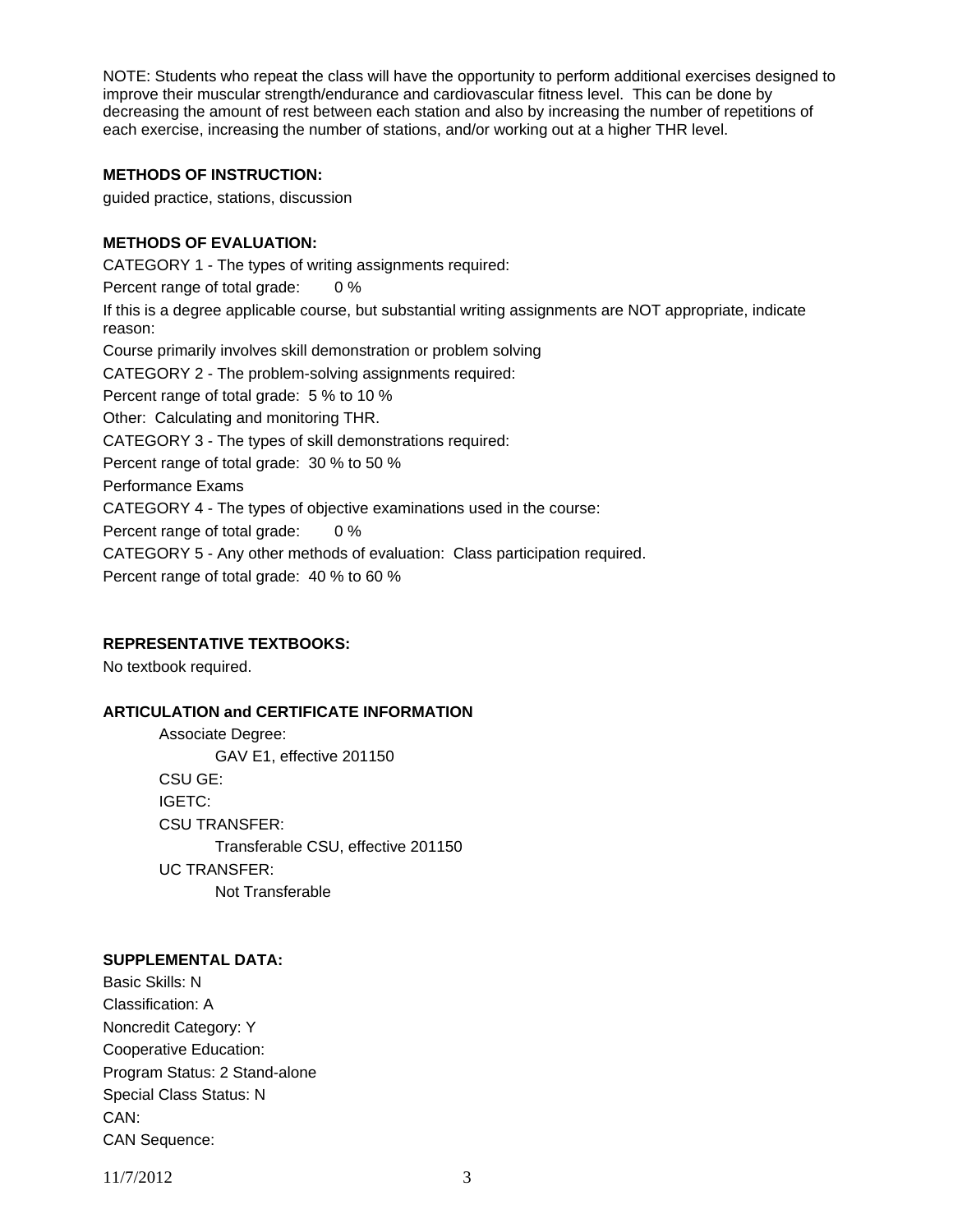NOTE: Students who repeat the class will have the opportunity to perform additional exercises designed to improve their muscular strength/endurance and cardiovascular fitness level. This can be done by decreasing the amount of rest between each station and also by increasing the number of repetitions of each exercise, increasing the number of stations, and/or working out at a higher THR level.

**METHODS OF INSTRUCTION:**

guided practice, stations, discussion

**METHODS OF EVALUATION:**

CATEGORY 1 - The types of writing assignments required:

Percent range of total grade: 0 %

If this is a degree applicable course, but substantial writing assignments are NOT appropriate, indicate reason:

Course primarily involves skill demonstration or problem solving

CATEGORY 2 - The problem-solving assignments required:

Percent range of total grade: 5 % to 10 %

Other: Calculating and monitoring THR.

CATEGORY 3 - The types of skill demonstrations required:

Percent range of total grade: 30 % to 50 %

Performance Exams

CATEGORY 4 - The types of objective examinations used in the course:

Percent range of total grade: 0 %

CATEGORY 5 - Any other methods of evaluation: Class participation required.

Percent range of total grade: 40 % to 60 %

**REPRESENTATIVE TEXTBOOKS:**

No textbook required.

**ARTICULATION and CERTIFICATE INFORMATION**

Associate Degree:
GAV E1, effective 201150

CSU GE:

IGETC:

CSU TRANSFER:
Transferable CSU, effective 201150

UC TRANSFER:
Not Transferable

**SUPPLEMENTAL DATA:**

Basic Skills: N

Classification: A

Noncredit Category: Y

Cooperative Education:

Program Status: 2 Stand-alone

Special Class Status: N

CAN:

CAN Sequence: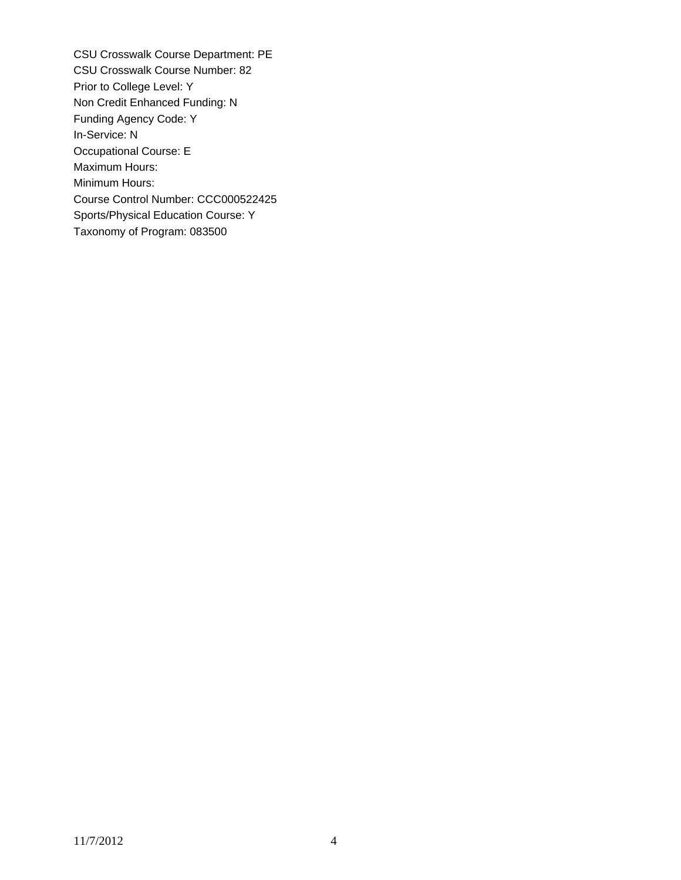CSU Crosswalk Course Department: PE
CSU Crosswalk Course Number: 82
Prior to College Level: Y
Non Credit Enhanced Funding: N
Funding Agency Code: Y
In-Service: N
Occupational Course: E
Maximum Hours:
Minimum Hours:
Course Control Number: CCC000522425
Sports/Physical Education Course: Y
Taxonomy of Program: 083500